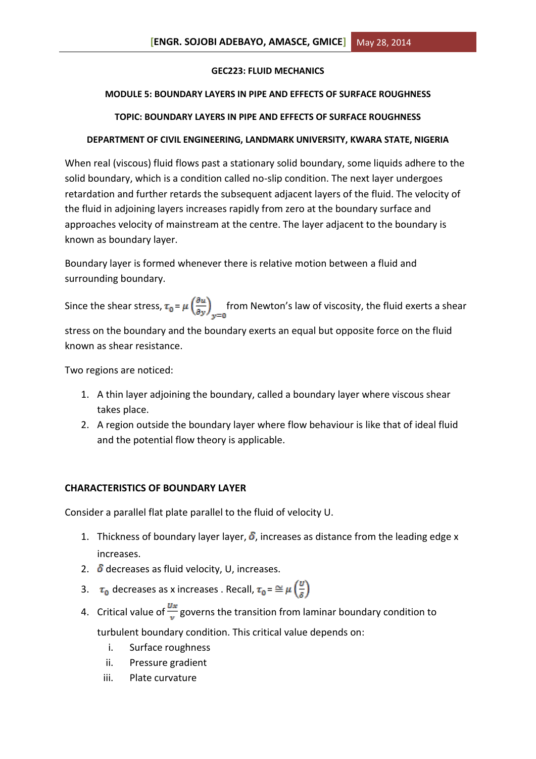**GEC223: FLUID MECHANICS**

**MODULE 5: BOUNDARY LAYERS IN PIPE AND EFFECTS OF SURFACE ROUGHNESS**

**TOPIC: BOUNDARY LAYERS IN PIPE AND EFFECTS OF SURFACE ROUGHNESS**

**DEPARTMENT OF CIVIL ENGINEERING, LANDMARK UNIVERSITY, KWARA STATE, NIGERIA**

When real (viscous) fluid flows past a stationary solid boundary, some liquids adhere to the solid boundary, which is a condition called no-slip condition. The next layer undergoes retardation and further retards the subsequent adjacent layers of the fluid. The velocity of the fluid in adjoining layers increases rapidly from zero at the boundary surface and approaches velocity of mainstream at the centre. The layer adjacent to the boundary is known as boundary layer.

Boundary layer is formed whenever there is relative motion between a fluid and surrounding boundary.

Since the shear stress, $\tau_0 = \mu \left(\frac{\partial u}{\partial y}\right)_{y=0}$ from Newton's law of viscosity, the fluid exerts a shear stress on the boundary and the boundary exerts an equal but opposite force on the fluid known as shear resistance.

Two regions are noticed:

1. A thin layer adjoining the boundary, called a boundary layer where viscous shear takes place.
2. A region outside the boundary layer where flow behaviour is like that of ideal fluid and the potential flow theory is applicable.

**CHARACTERISTICS OF BOUNDARY LAYER**

Consider a parallel flat plate parallel to the fluid of velocity U.

1. Thickness of boundary layer layer, $\delta$, increases as distance from the leading edge x increases.
2. $\delta$ decreases as fluid velocity, U, increases.
3. $\tau_0$ decreases as x increases . Recall, $\tau_0 = \cong \mu \left(\frac{U}{\delta}\right)$
4. Critical value of $\frac{Ux}{v}$ governs the transition from laminar boundary condition to turbulent boundary condition. This critical value depends on:
   i. Surface roughness
   ii. Pressure gradient
   iii. Plate curvature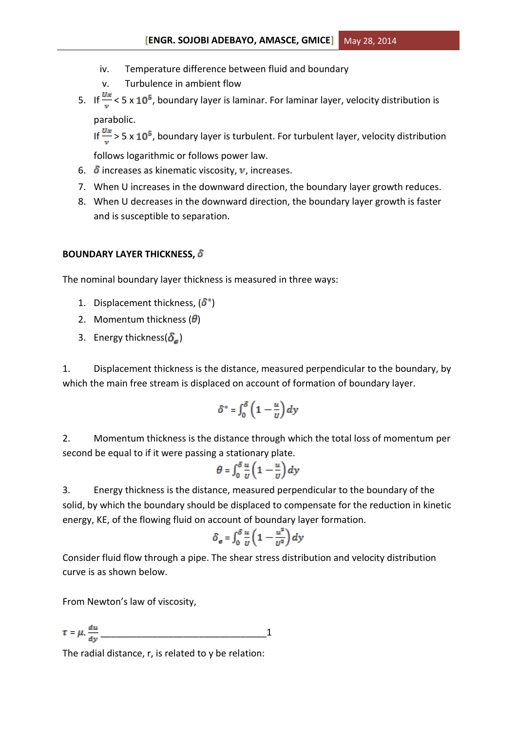iv. Temperature difference between fluid and boundary

v. Turbulence in ambient flow

5. If $\frac{Ux}{v}$ < 5 x $10^5$, boundary layer is laminar. For laminar layer, velocity distribution is parabolic.

   If $\frac{Ux}{v}$ > 5 x $10^5$, boundary layer is turbulent. For turbulent layer, velocity distribution follows logarithmic or follows power law.
6. $\delta$ increases as kinematic viscosity, $v$, increases.
7. When U increases in the downward direction, the boundary layer growth reduces.
8. When U decreases in the downward direction, the boundary layer growth is faster and is susceptible to separation.

**BOUNDARY LAYER THICKNESS, $\delta$**

The nominal boundary layer thickness is measured in three ways:

1. Displacement thickness, ($\delta^*$)
2. Momentum thickness ($\theta$)
3. Energy thickness($\delta_e$)

1. Displacement thickness is the distance, measured perpendicular to the boundary, by which the main free stream is displaced on account of formation of boundary layer.

$$\delta^* = \int_0^\delta \left(1 - \frac{u}{U}\right) dy$$

2. Momentum thickness is the distance through which the total loss of momentum per second be equal to if it were passing a stationary plate.

$$\theta = \int_0^\delta \frac{u}{U}\left(1 - \frac{u}{U}\right) dy$$

3. Energy thickness is the distance, measured perpendicular to the boundary of the solid, by which the boundary should be displaced to compensate for the reduction in kinetic energy, KE, of the flowing fluid on account of boundary layer formation.

$$\delta_e = \int_0^\delta \frac{u}{U}\left(1 - \frac{u^2}{U^2}\right) dy$$

Consider fluid flow through a pipe. The shear stress distribution and velocity distribution curve is as shown below.

From Newton's law of viscosity,

$$\tau = \mu.\frac{du}{dy} \qquad \text{\_\_\_\_\_\_\_\_\_\_\_\_\_\_\_\_\_\_\_\_\_\_\_\_\_\_\_\_\_\_\_\_\_\_1}$$

The radial distance, r, is related to y be relation: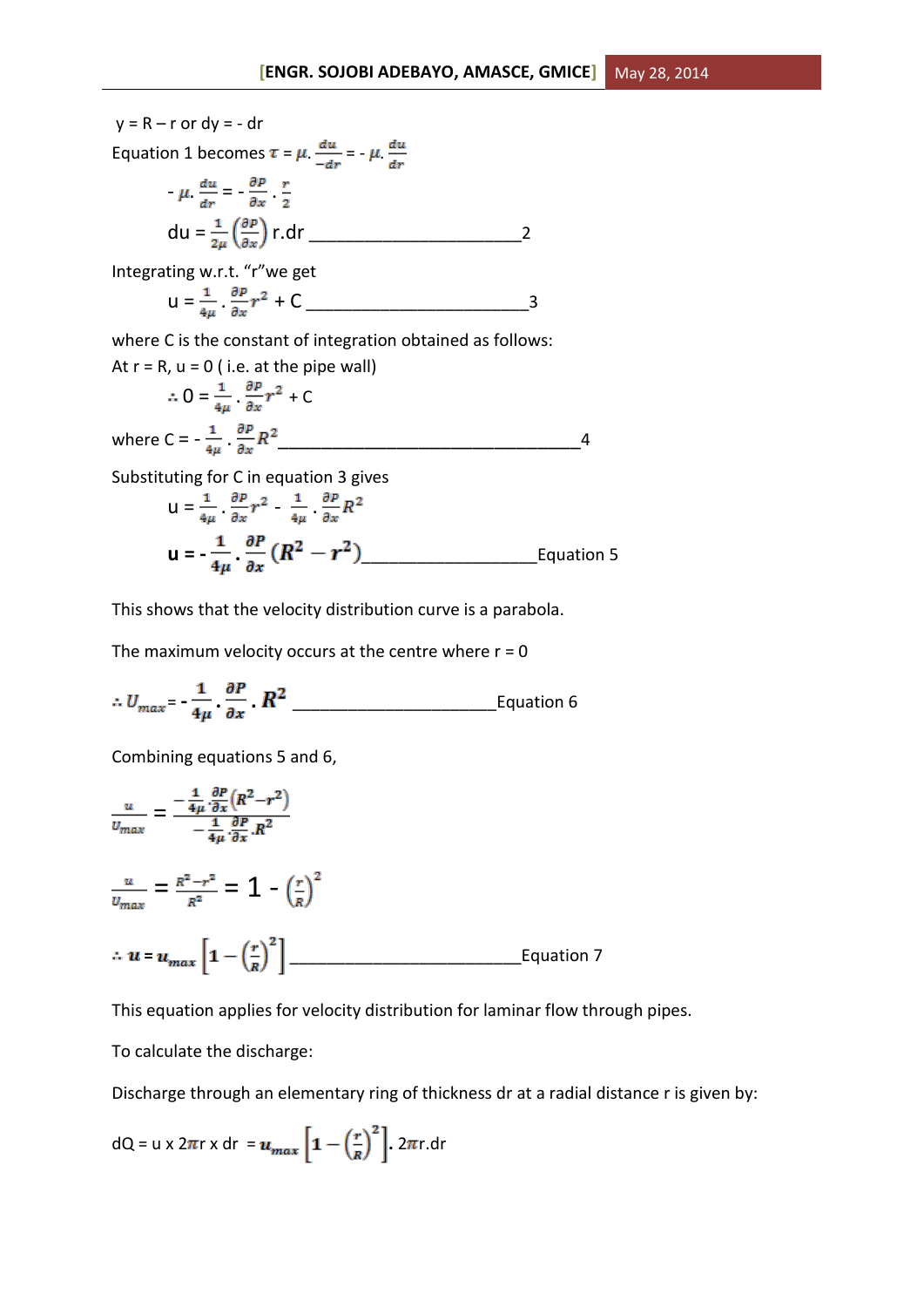y = R – r or dy = - dr

Equation 1 becomes $\tau = \mu . \frac{du}{-dr} = - \mu . \frac{du}{dr}$

$$- \mu . \frac{du}{dr} = - \frac{\partial P}{\partial x} . \frac{r}{2}$$

$$du = \frac{1}{2\mu}\left(\frac{\partial P}{\partial x}\right) r.dr \text{ \_\_\_\_\_\_\_\_\_\_\_\_\_\_\_\_\_\_\_\_\_\_ } 2$$

Integrating w.r.t. "r" we get

$$u = \frac{1}{4\mu} . \frac{\partial P}{\partial x} r^2 + C \text{ \_\_\_\_\_\_\_\_\_\_\_\_\_\_\_\_\_\_\_\_\_\_\_\_ } 3$$

where C is the constant of integration obtained as follows:

At r = R, u = 0 ( i.e. at the pipe wall)

$$\therefore 0 = \frac{1}{4\mu} . \frac{\partial P}{\partial x} r^2 + C$$

where $C = - \frac{1}{4\mu} . \frac{\partial P}{\partial x} R^2$ \_\_\_\_\_\_\_\_\_\_\_\_\_\_\_\_\_\_\_\_\_\_\_\_\_\_\_\_\_\_\_\_\_\_ 4

Substituting for C in equation 3 gives

$$u = \frac{1}{4\mu} . \frac{\partial P}{\partial x} r^2 - \frac{1}{4\mu} . \frac{\partial P}{\partial x} R^2$$

$$\mathbf{u = - \frac{1}{4\mu} . \frac{\partial P}{\partial x} (R^2 - r^2)} \text{ \_\_\_\_\_\_\_\_\_\_\_\_\_\_\_\_\_\_\_ Equation 5}$$

This shows that the velocity distribution curve is a parabola.

The maximum velocity occurs at the centre where r = 0

$$\therefore U_{max} = - \frac{1}{4\mu} . \frac{\partial P}{\partial x} . R^2 \text{ \_\_\_\_\_\_\_\_\_\_\_\_\_\_\_\_\_\_\_\_\_\_ Equation 6}$$

Combining equations 5 and 6,

$$\frac{u}{U_{max}} = \frac{-\frac{1}{4\mu} . \frac{\partial P}{\partial x} (R^2 - r^2)}{-\frac{1}{4\mu} . \frac{\partial P}{\partial x} . R^2}$$

$$\frac{u}{U_{max}} = \frac{R^2 - r^2}{R^2} = 1 - \left(\frac{r}{R}\right)^2$$

$$\therefore u = u_{max} \left[1 - \left(\frac{r}{R}\right)^2\right] \text{ \_\_\_\_\_\_\_\_\_\_\_\_\_\_\_\_\_\_\_\_\_\_\_\_\_ Equation 7}$$

This equation applies for velocity distribution for laminar flow through pipes.

To calculate the discharge:

Discharge through an elementary ring of thickness dr at a radial distance r is given by:

$$dQ = u \times 2\pi r \times dr = u_{max} \left[1 - \left(\frac{r}{R}\right)^2\right] . 2\pi r.dr$$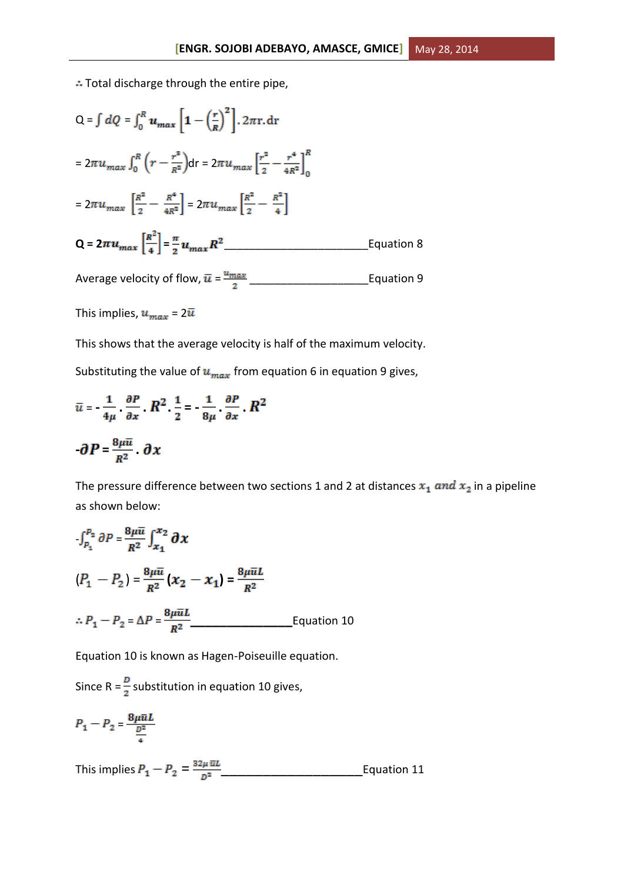∴ Total discharge through the entire pipe,

$$Q = \int dQ = \int_0^R u_{max}\left[1-\left(\frac{r}{R}\right)^2\right].2\pi r.dr$$

$$= 2\pi u_{max}\int_0^R \left(r - \frac{r^3}{R^2}\right)dr = 2\pi u_{max}\left[\frac{r^2}{2} - \frac{r^4}{4R^2}\right]_0^R$$

$$= 2\pi u_{max}\left[\frac{R^2}{2} - \frac{R^4}{4R^2}\right] = 2\pi u_{max}\left[\frac{R^2}{2} - \frac{R^2}{4}\right]$$

$$\mathbf{Q} = 2\pi u_{max}\left[\frac{R^2}{4}\right] = \frac{\pi}{2}u_{max}R^2 \quad \text{\_\_\_\_\_\_\_\_\_\_\_\_\_\_\_\_\_\_\_\_\_\_\_\_Equation 8}$$

Average velocity of flow, $\bar{u} = \frac{u_{max}}{2}$ ___________________Equation 9

This implies, $u_{max} = 2\bar{u}$

This shows that the average velocity is half of the maximum velocity.

Substituting the value of $u_{max}$ from equation 6 in equation 9 gives,

$$\bar{u} = -\frac{1}{4\mu}.\frac{\partial P}{\partial x}.R^2.\frac{1}{2} = -\frac{1}{8\mu}.\frac{\partial P}{\partial x}.R^2$$

$$-\partial P = \frac{8\mu\bar{u}}{R^2}.\partial x$$

The pressure difference between two sections 1 and 2 at distances $x_1$ *and* $x_2$ in a pipeline as shown below:

$$-\int_{P_1}^{P_2}\partial P = \frac{8\mu\bar{u}}{R^2}\int_{x_1}^{x_2}\partial x$$

$$(P_1 - P_2) = \frac{8\mu\bar{u}}{R^2}(x_2 - x_1) = \frac{8\mu\bar{u}L}{R^2}$$

$$\therefore P_1 - P_2 = \Delta P = \frac{8\mu\bar{u}L}{R^2} \quad \text{\_\_\_\_\_\_\_\_\_\_\_\_\_\_\_\_Equation 10}$$

Equation 10 is known as Hagen-Poiseuille equation.

Since $R = \frac{D}{2}$ substitution in equation 10 gives,

$$P_1 - P_2 = \frac{8\mu\bar{u}L}{\frac{D^2}{4}}$$

This implies $P_1 - P_2 = \frac{32\mu\bar{u}L}{D^2}$ ______________________Equation 11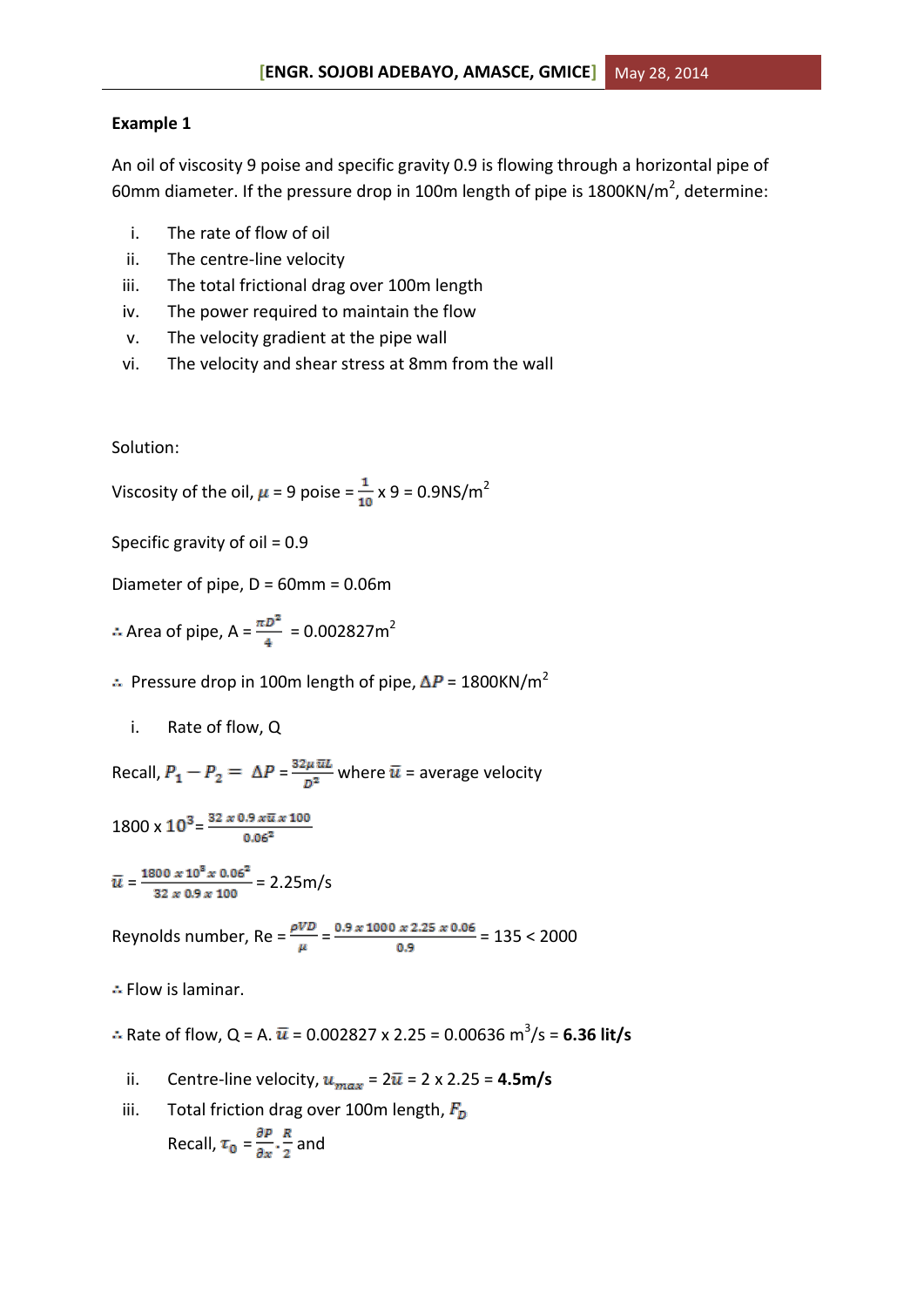**Example 1**

An oil of viscosity 9 poise and specific gravity 0.9 is flowing through a horizontal pipe of 60mm diameter. If the pressure drop in 100m length of pipe is 1800KN/m$^2$, determine:

i. The rate of flow of oil
ii. The centre-line velocity
iii. The total frictional drag over 100m length
iv. The power required to maintain the flow
v. The velocity gradient at the pipe wall
vi. The velocity and shear stress at 8mm from the wall

Solution:

Viscosity of the oil, $\mu$ = 9 poise = $\frac{1}{10}$ x 9 = 0.9NS/m$^2$

Specific gravity of oil = 0.9

Diameter of pipe, D = 60mm = 0.06m

∴ Area of pipe, A = $\frac{\pi D^2}{4}$ = 0.002827m$^2$

∴ Pressure drop in 100m length of pipe, $\Delta P$ = 1800KN/m$^2$

i. Rate of flow, Q

Recall, $P_1 - P_2 = \Delta P = \frac{32\mu \bar{u} L}{D^2}$ where $\bar{u}$ = average velocity

$1800 \times 10^3 = \frac{32 \times 0.9 \times \bar{u} \times 100}{0.06^2}$

$\bar{u} = \frac{1800 \times 10^3 \times 0.06^2}{32 \times 0.9 \times 100}$ = 2.25m/s

Reynolds number, Re = $\frac{\rho V D}{\mu} = \frac{0.9 \times 1000 \times 2.25 \times 0.06}{0.9}$ = 135 < 2000

∴ Flow is laminar.

∴ Rate of flow, Q = A. $\bar{u}$ = 0.002827 x 2.25 = 0.00636 m$^3$/s = **6.36 lit/s**

ii. Centre-line velocity, $u_{max}$ = 2$\bar{u}$ = 2 x 2.25 = **4.5m/s**

iii. Total friction drag over 100m length, $F_D$

Recall, $\tau_0 = \frac{\partial P}{\partial x} . \frac{R}{2}$ and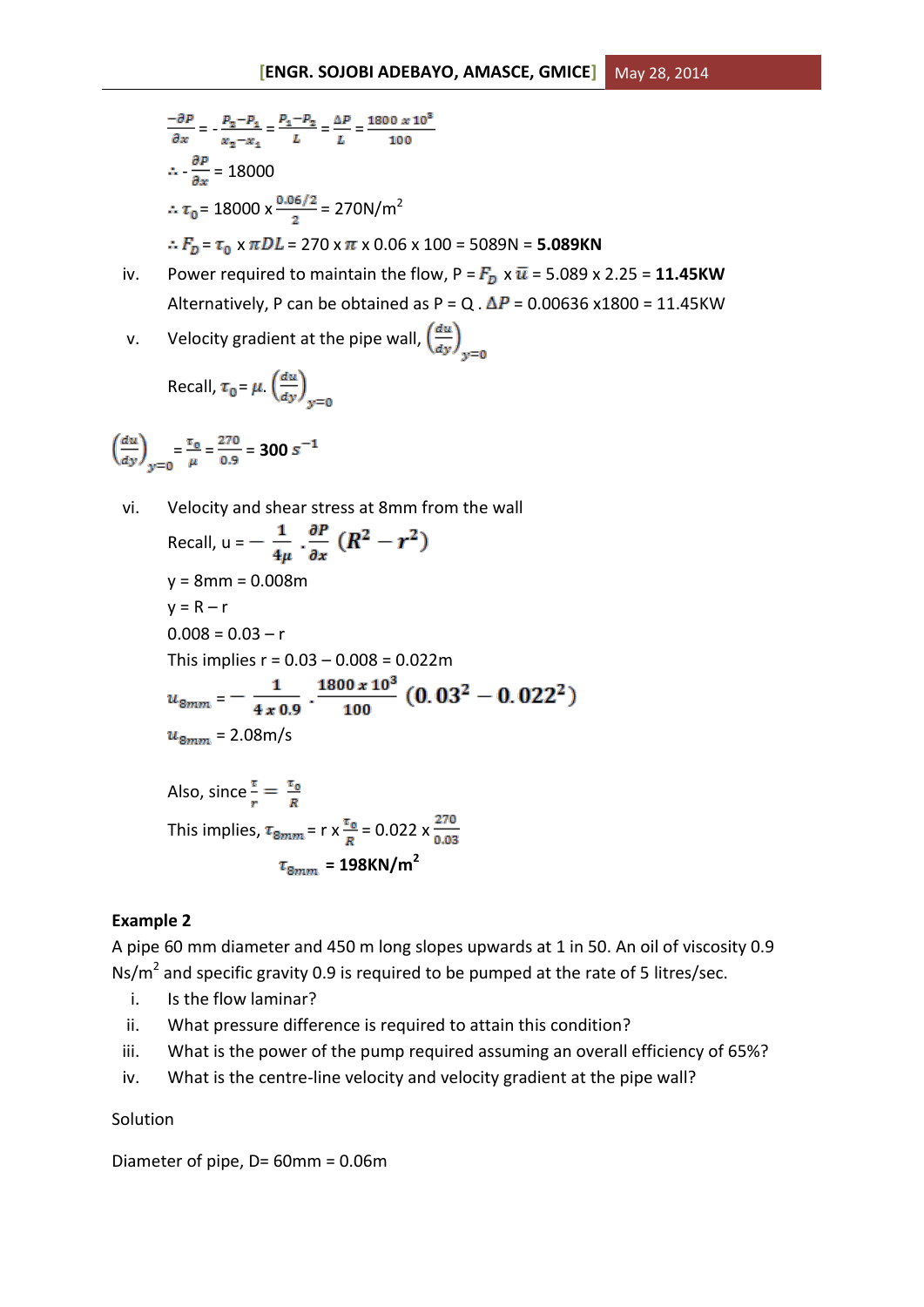$$\frac{-\partial P}{\partial x} = -\frac{P_2 - P_1}{x_2 - x_1} = \frac{P_1 - P_2}{L} = \frac{\Delta P}{L} = \frac{1800 \times 10^3}{100}$$

$\therefore -\frac{\partial P}{\partial x} = 18000$

$\therefore \tau_0 = 18000 \times \frac{0.06/2}{2} = 270\text{N/m}^2$

$\therefore F_D = \tau_0 \times \pi DL = 270 \times \pi \times 0.06 \times 100 = 5089\text{N} =$ **5.089KN**

iv. Power required to maintain the flow, P = $F_D \times \bar{u}$ = 5.089 x 2.25 = **11.45KW**

Alternatively, P can be obtained as P = Q . $\Delta P$ = 0.00636 x1800 = 11.45KW

v. Velocity gradient at the pipe wall, $\left(\frac{du}{dy}\right)_{y=0}$

Recall, $\tau_0 = \mu.\left(\frac{du}{dy}\right)_{y=0}$

$\left(\frac{du}{dy}\right)_{y=0} = \frac{\tau_0}{\mu} = \frac{270}{0.9} =$ **300 $s^{-1}$**

vi. Velocity and shear stress at 8mm from the wall

Recall, $u = -\frac{1}{4\mu}.\frac{\partial P}{\partial x}(R^2 - r^2)$

y = 8mm = 0.008m

y = R – r

0.008 = 0.03 – r

This implies r = 0.03 – 0.008 = 0.022m

$$u_{8mm} = -\frac{1}{4 \times 0.9}.\frac{1800 \times 10^3}{100}(0.03^2 - 0.022^2)$$

$u_{8mm}$ = 2.08m/s

Also, since $\frac{\tau}{r} = \frac{\tau_0}{R}$

This implies, $\tau_{8mm} = r \times \frac{\tau_0}{R} = 0.022 \times \frac{270}{0.03}$

$\tau_{8mm}$ = **198KN/m²**

**Example 2**

A pipe 60 mm diameter and 450 m long slopes upwards at 1 in 50. An oil of viscosity 0.9 Ns/m² and specific gravity 0.9 is required to be pumped at the rate of 5 litres/sec.

i. Is the flow laminar?
ii. What pressure difference is required to attain this condition?
iii. What is the power of the pump required assuming an overall efficiency of 65%?
iv. What is the centre-line velocity and velocity gradient at the pipe wall?

Solution

Diameter of pipe, D= 60mm = 0.06m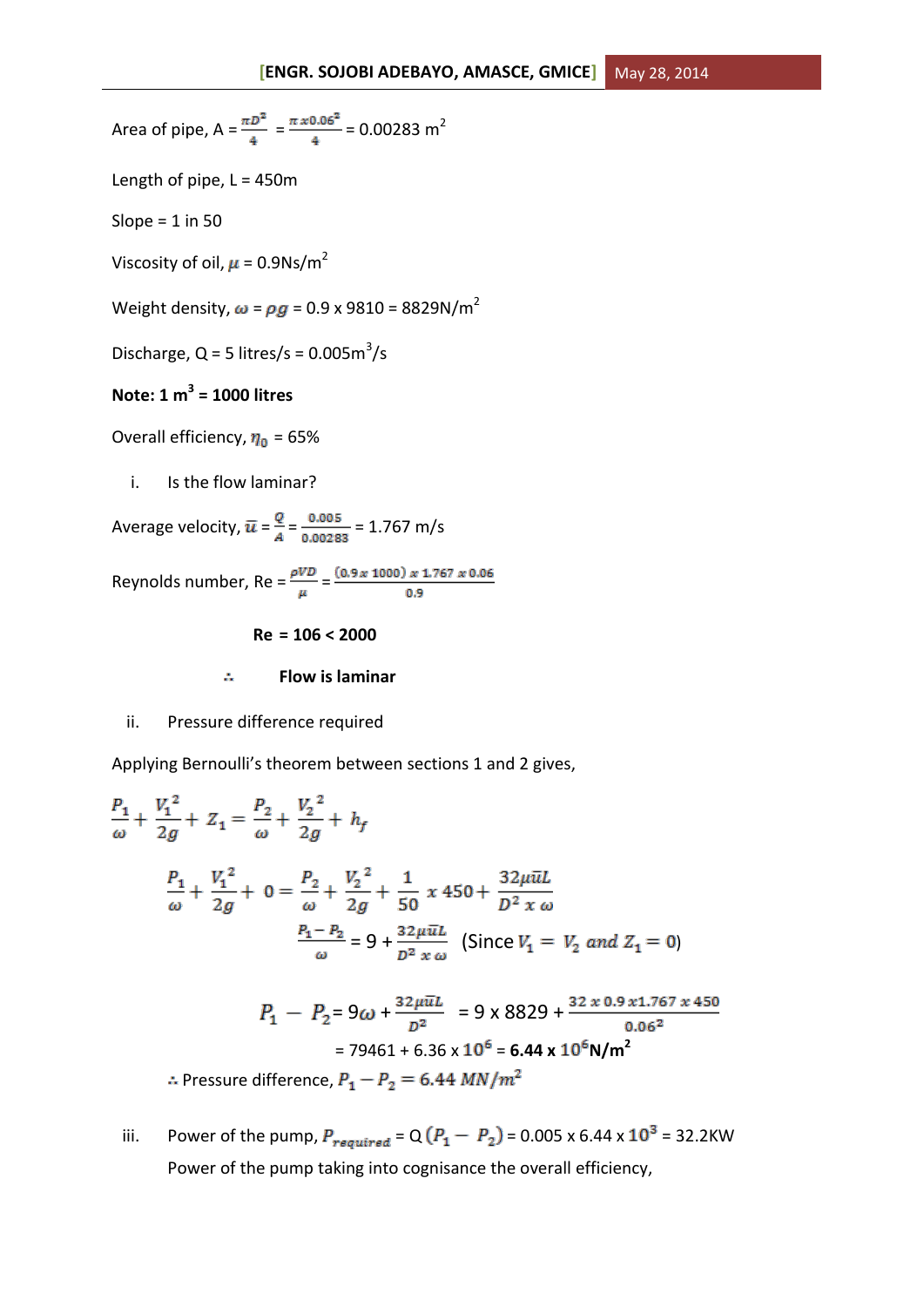Area of pipe, A = $\frac{\pi D^2}{4}$ = $\frac{\pi x 0.06^2}{4}$ = 0.00283 m$^2$

Length of pipe, L = 450m

Slope = 1 in 50

Viscosity of oil, $\mu$ = 0.9Ns/m$^2$

Weight density, $\omega$ = $\rho g$ = 0.9 x 9810 = 8829N/m$^2$

Discharge, Q = 5 litres/s = 0.005m$^3$/s

**Note: 1 m$^3$ = 1000 litres**

Overall efficiency, $\eta_0$ = 65%

i. Is the flow laminar?

Average velocity, $\bar{u}$ = $\frac{Q}{A}$ = $\frac{0.005}{0.00283}$ = 1.767 m/s

Reynolds number, Re = $\frac{\rho VD}{\mu}$ = $\frac{(0.9 x 1000) x 1.767 x 0.06}{0.9}$

**Re = 106 < 2000**

∴ **Flow is laminar**

ii. Pressure difference required

Applying Bernoulli's theorem between sections 1 and 2 gives,

$$\frac{P_1}{\omega} + \frac{V_1^2}{2g} + Z_1 = \frac{P_2}{\omega} + \frac{V_2^2}{2g} + h_f$$

$$\frac{P_1}{\omega} + \frac{V_1^2}{2g} + 0 = \frac{P_2}{\omega} + \frac{V_2^2}{2g} + \frac{1}{50} x 450 + \frac{32\mu\bar{u}L}{D^2 x \omega}$$

$$\frac{P_1 - P_2}{\omega} = 9 + \frac{32\mu\bar{u}L}{D^2 x \omega}$$ (Since $V_1 = V_2$ and $Z_1 = 0$)

$$P_1 - P_2 = 9\omega + \frac{32\mu\bar{u}L}{D^2} = 9 x 8829 + \frac{32 x 0.9 x 1.767 x 450}{0.06^2}$$

= 79461 + 6.36 x $10^6$ = **6.44 x $10^6$N/m$^2$**

∴ Pressure difference, $P_1 - P_2 = 6.44\ MN/m^2$

iii. Power of the pump, $P_{required}$ = Q $(P_1 - P_2)$ = 0.005 x 6.44 x $10^3$ = 32.2KW

Power of the pump taking into cognisance the overall efficiency,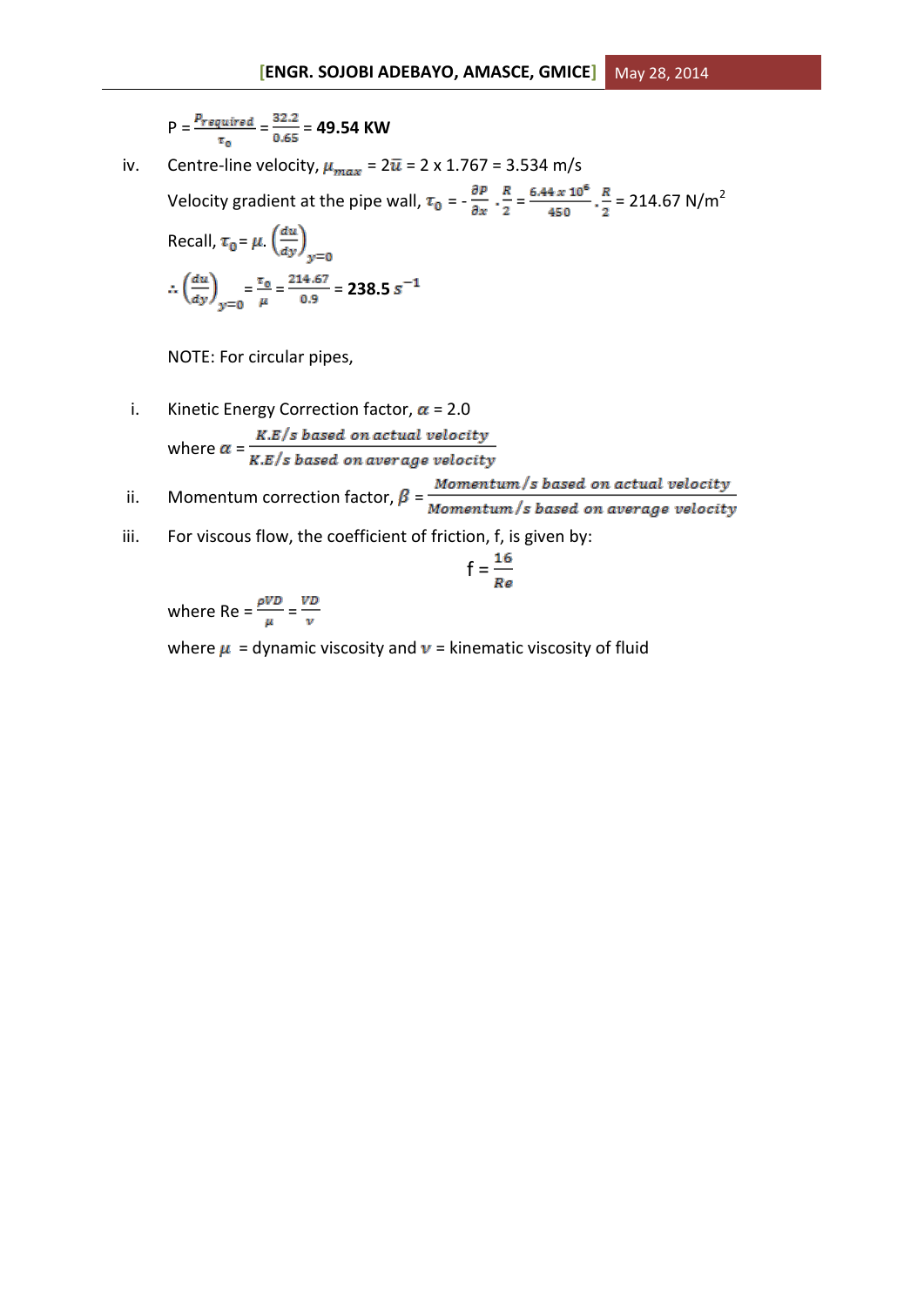$P = \frac{P_{required}}{\tau_0} = \frac{32.2}{0.65}$ = **49.54 KW**

iv. Centre-line velocity, $\mu_{max}$ = $2\bar{u}$ = 2 x 1.767 = 3.534 m/s

Velocity gradient at the pipe wall, $\tau_0 = -\frac{\partial P}{\partial x} \cdot \frac{R}{2} = \frac{6.44 \times 10^6}{450} \cdot \frac{R}{2}$ = 214.67 N/m$^2$

Recall, $\tau_0 = \mu . \left(\frac{du}{dy}\right)_{y=0}$

$\therefore \left(\frac{du}{dy}\right)_{y=0} = \frac{\tau_0}{\mu} = \frac{214.67}{0.9}$ = **238.5** $s^{-1}$

NOTE: For circular pipes,

i. Kinetic Energy Correction factor, $\alpha$ = 2.0

where $\alpha = \frac{K.E/s \text{ based on actual velocity}}{K.E/s \text{ based on average velocity}}$

ii. Momentum correction factor, $\beta = \frac{Momentum/s \text{ based on actual velocity}}{Momentum/s \text{ based on average velocity}}$

iii. For viscous flow, the coefficient of friction, f, is given by:

$$f = \frac{16}{Re}$$

where $Re = \frac{\rho VD}{\mu} = \frac{VD}{v}$

where $\mu$ = dynamic viscosity and $v$ = kinematic viscosity of fluid